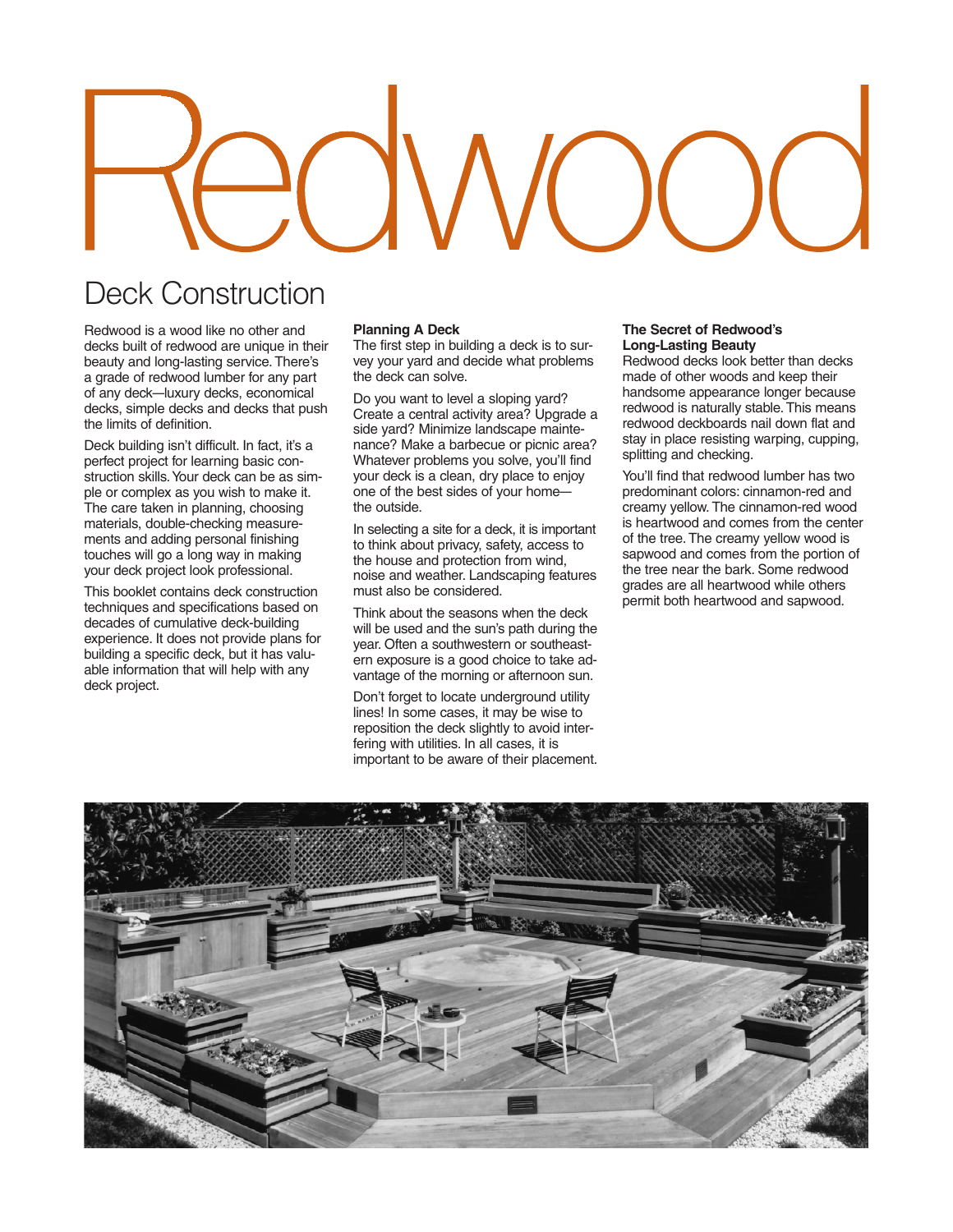# Redwood

## Deck Construction

Redwood is a wood like no other and decks built of redwood are unique in their beauty and long-lasting service. There's a grade of redwood lumber for any part of any deck—luxury decks, economical decks, simple decks and decks that push the limits of definition.

Deck building isn't difficult. In fact, it's a perfect project for learning basic construction skills. Your deck can be as simple or complex as you wish to make it. The care taken in planning, choosing materials, double-checking measurements and adding personal finishing touches will go a long way in making your deck project look professional.

This booklet contains deck construction techniques and specifications based on decades of cumulative deck-building experience. It does not provide plans for building a specific deck, but it has valuable information that will help with any deck project.

**Planning A Deck**

The first step in building a deck is to survey your yard and decide what problems the deck can solve.

Do you want to level a sloping yard? Create a central activity area? Upgrade a side yard? Minimize landscape maintenance? Make a barbecue or picnic area? Whatever problems you solve, you'll find your deck is a clean, dry place to enjoy one of the best sides of your home—the outside.

In selecting a site for a deck, it is important to think about privacy, safety, access to the house and protection from wind, noise and weather. Landscaping features must also be considered.

Think about the seasons when the deck will be used and the sun's path during the year. Often a southwestern or southeastern exposure is a good choice to take advantage of the morning or afternoon sun.

Don't forget to locate underground utility lines! In some cases, it may be wise to reposition the deck slightly to avoid interfering with utilities. In all cases, it is important to be aware of their placement.

**The Secret of Redwood's Long-Lasting Beauty**

Redwood decks look better than decks made of other woods and keep their handsome appearance longer because redwood is naturally stable. This means redwood deckboards nail down flat and stay in place resisting warping, cupping, splitting and checking.

You'll find that redwood lumber has two predominant colors: cinnamon-red and creamy yellow. The cinnamon-red wood is heartwood and comes from the center of the tree. The creamy yellow wood is sapwood and comes from the portion of the tree near the bark. Some redwood grades are all heartwood while others permit both heartwood and sapwood.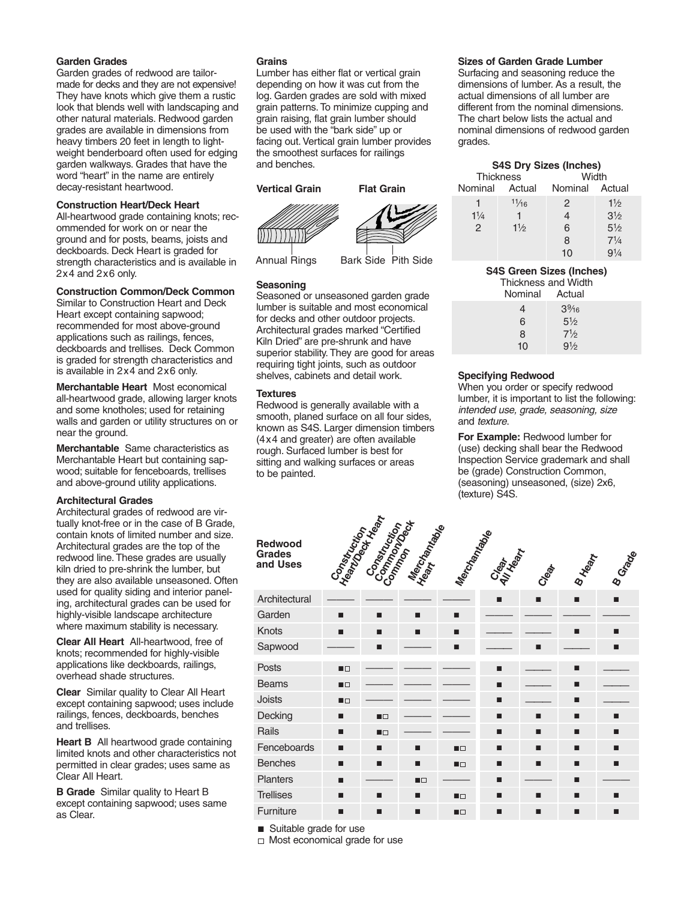### Garden Grades

Garden grades of redwood are tailor-made for decks and they are not expensive! They have knots which give them a rustic look that blends well with landscaping and other natural materials. Redwood garden grades are available in dimensions from heavy timbers 20 feet in length to light-weight benderboard often used for edging garden walkways. Grades that have the word "heart" in the name are entirely decay-resistant heartwood.

**Construction Heart/Deck Heart**

All-heartwood grade containing knots; recommended for work on or near the ground and for posts, beams, joists and deckboards. Deck Heart is graded for strength characteristics and is available in 2x4 and 2x6 only.

**Construction Common/Deck Common**

Similar to Construction Heart and Deck Heart except containing sapwood; recommended for most above-ground applications such as railings, fences, deckboards and trellises. Deck Common is graded for strength characteristics and is available in 2x4 and 2x6 only.

**Merchantable Heart** Most economical all-heartwood grade, allowing larger knots and some knotholes; used for retaining walls and garden or utility structures on or near the ground.

**Merchantable** Same characteristics as Merchantable Heart but containing sapwood; suitable for fenceboards, trellises and above-ground utility applications.

### Architectural Grades

Architectural grades of redwood are virtually knot-free or in the case of B Grade, contain knots of limited number and size. Architectural grades are the top of the redwood line. These grades are usually kiln dried to pre-shrink the lumber, but they are also available unseasoned. Often used for quality siding and interior paneling, architectural grades can be used for highly-visible landscape architecture where maximum stability is necessary.

**Clear All Heart** All-heartwood, free of knots; recommended for highly-visible applications like deckboards, railings, overhead shade structures.

**Clear** Similar quality to Clear All Heart except containing sapwood; uses include railings, fences, deckboards, benches and trellises.

**Heart B** All heartwood grade containing limited knots and other characteristics not permitted in clear grades; uses same as Clear All Heart.

**B Grade** Similar quality to Heart B except containing sapwood; uses same as Clear.

### Grains

Lumber has either flat or vertical grain depending on how it was cut from the log. Garden grades are sold with mixed grain patterns. To minimize cupping and grain raising, flat grain lumber should be used with the "bark side" up or facing out. Vertical grain lumber provides the smoothest surfaces for railings and benches.

**Vertical Grain** **Flat Grain**

Annual Rings Bark Side Pith Side

### Seasoning

Seasoned or unseasoned garden grade lumber is suitable and most economical for decks and other outdoor projects. Architectural grades marked "Certified Kiln Dried" are pre-shrunk and have superior stability. They are good for areas requiring tight joints, such as outdoor shelves, cabinets and detail work.

### Textures

Redwood is generally available with a smooth, planed surface on all four sides, known as S4S. Larger dimension timbers (4x4 and greater) are often available rough. Surfaced lumber is best for sitting and walking surfaces or areas to be painted.

### Sizes of Garden Grade Lumber

Surfacing and seasoning reduce the dimensions of lumber. As a result, the actual dimensions of all lumber are different from the nominal dimensions. The chart below lists the actual and nominal dimensions of redwood garden grades.

**S4S Dry Sizes (Inches)**

| Thickness | | Width | |
|---|---|---|---|
| Nominal | Actual | Nominal | Actual |
| 1 | 11/16 | 2 | 1½ |
| 1¼ | 1 | 4 | 3½ |
| 2 | 1½ | 6 | 5½ |
| | | 8 | 7¼ |
| | | 10 | 9¼ |

**S4S Green Sizes (Inches)**

| Thickness and Width | |
|---|---|
| Nominal | Actual |
| 4 | 3 9/16 |
| 6 | 5½ |
| 8 | 7½ |
| 10 | 9½ |

### Specifying Redwood

When you order or specify redwood lumber, it is important to list the following: *intended use, grade, seasoning, size* and *texture*.

**For Example:** Redwood lumber for (use) decking shall bear the Redwood Inspection Service grademark and shall be (grade) Construction Common, (seasoning) unseasoned, (size) 2x6, (texture) S4S.

| Redwood Grades and Uses | Construction Heart/Deck Heart | Construction Common/Deck Common | Merchantable Heart | Merchantable | Clear All Heart | Clear | B Heart | B Grade |
|---|---|---|---|---|---|---|---|---|
| Architectural | — | — | — | — | ■ | ■ | ■ | ■ |
| Garden | ■ | ■ | ■ | ■ | — | — | — | — |
| Knots | ■ | ■ | ■ | ■ | — | — | ■ | ■ |
| Sapwood | — | ■ | — | ■ | — | ■ | — | ■ |
| Posts | ■□ | — | — | — | ■ | — | ■ | — |
| Beams | ■□ | — | — | — | ■ | — | ■ | — |
| Joists | ■□ | — | — | — | ■ | — | ■ | — |
| Decking | ■ | ■□ | — | — | ■ | ■ | ■ | ■ |
| Rails | ■ | ■□ | — | — | ■ | ■ | ■ | ■ |
| Fenceboards | ■ | ■ | ■ | ■□ | ■ | ■ | ■ | ■ |
| Benches | ■ | ■ | ■ | ■□ | ■ | ■ | ■ | ■ |
| Planters | ■ | — | ■□ | — | ■ | — | ■ | — |
| Trellises | ■ | ■ | ■ | ■□ | ■ | ■ | ■ | ■ |
| Furniture | ■ | ■ | ■ | ■□ | ■ | ■ | ■ | ■ |

■ Suitable grade for use
□ Most economical grade for use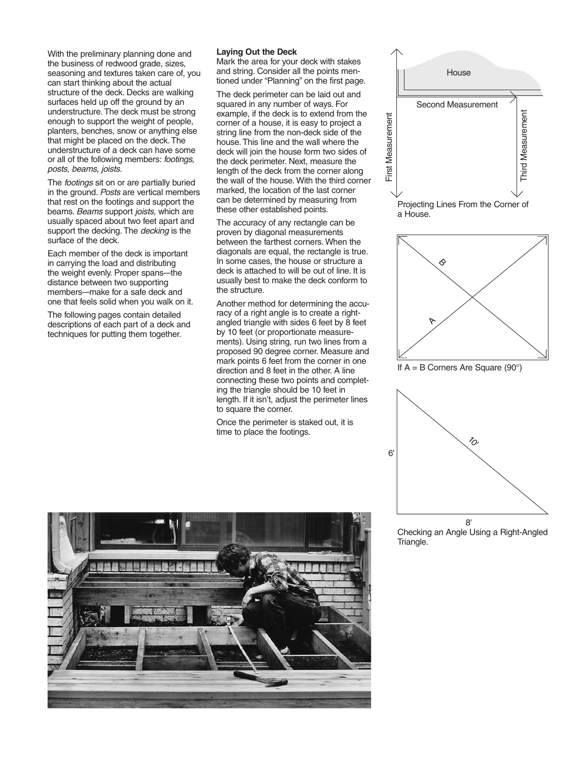With the preliminary planning done and the business of redwood grade, sizes, seasoning and textures taken care of, you can start thinking about the actual structure of the deck. Decks are walking surfaces held up off the ground by an understructure. The deck must be strong enough to support the weight of people, planters, benches, snow or anything else that might be placed on the deck. The understructure of a deck can have some or all of the following members: *footings, posts, beams, joists*.

The *footings* sit on or are partially buried in the ground. *Posts* are vertical members that rest on the footings and support the beams. *Beams* support *joists*, which are usually spaced about two feet apart and support the decking. The *decking* is the surface of the deck.

Each member of the deck is important in carrying the load and distributing the weight evenly. Proper spans—the distance between two supporting members—make for a safe deck and one that feels solid when you walk on it.

The following pages contain detailed descriptions of each part of a deck and techniques for putting them together.

### Laying Out the Deck

Mark the area for your deck with stakes and string. Consider all the points mentioned under "Planning" on the first page.

The deck perimeter can be laid out and squared in any number of ways. For example, if the deck is to extend from the corner of a house, it is easy to project a string line from the non-deck side of the house. This line and the wall where the deck will join the house form two sides of the deck perimeter. Next, measure the length of the deck from the corner along the wall of the house. With the third corner marked, the location of the last corner can be determined by measuring from these other established points.

The accuracy of any rectangle can be proven by diagonal measurements between the farthest corners. When the diagonals are equal, the rectangle is true. In some cases, the house or structure a deck is attached to will be out of line. It is usually best to make the deck conform to the structure.

Another method for determining the accuracy of a right angle is to create a right-angled triangle with sides 6 feet by 8 feet by 10 feet (or proportionate measurements). Using string, run two lines from a proposed 90 degree corner. Measure and mark points 6 feet from the corner in one direction and 8 feet in the other. A line connecting these two points and completing the triangle should be 10 feet in length. If it isn't, adjust the perimeter lines to square the corner.

Once the perimeter is staked out, it is time to place the footings.

House

First Measurement

Second Measurement

Third Measurement

Projecting Lines From the Corner of a House.

B

A

If A = B Corners Are Square (90°)

6'

10'

8'

Checking an Angle Using a Right-Angled Triangle.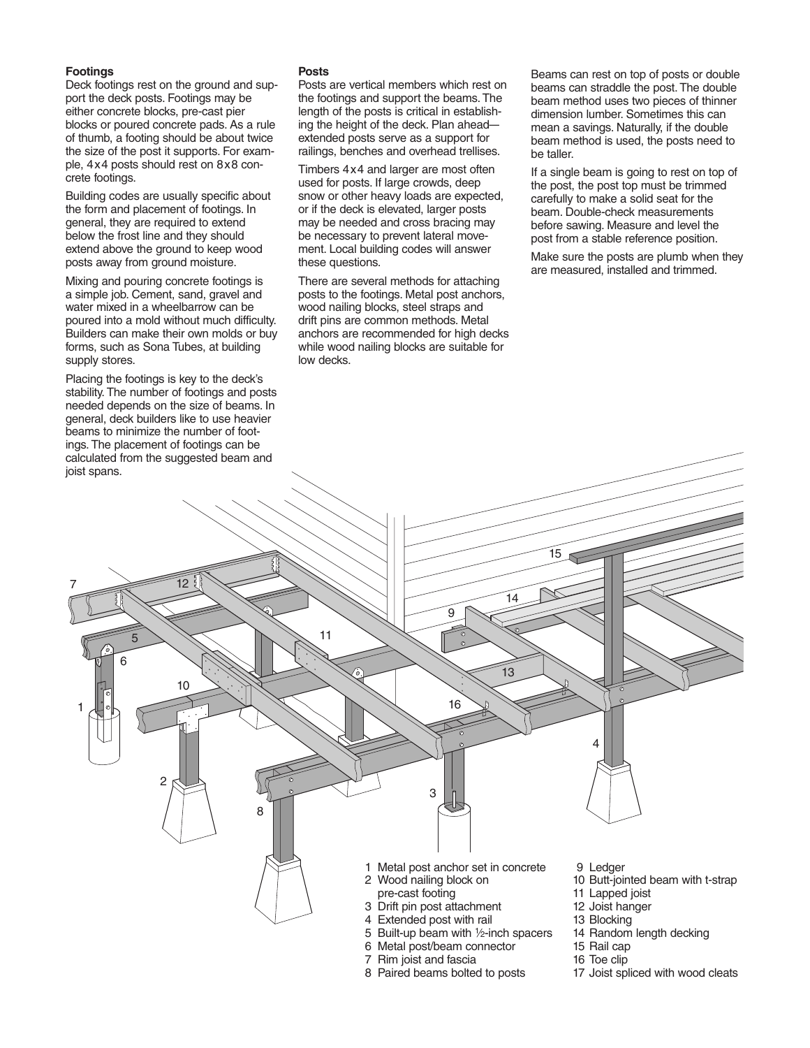### Footings

Deck footings rest on the ground and support the deck posts. Footings may be either concrete blocks, pre-cast pier blocks or poured concrete pads. As a rule of thumb, a footing should be about twice the size of the post it supports. For example, 4x4 posts should rest on 8x8 concrete footings.

Building codes are usually specific about the form and placement of footings. In general, they are required to extend below the frost line and they should extend above the ground to keep wood posts away from ground moisture.

Mixing and pouring concrete footings is a simple job. Cement, sand, gravel and water mixed in a wheelbarrow can be poured into a mold without much difficulty. Builders can make their own molds or buy forms, such as Sona Tubes, at building supply stores.

Placing the footings is key to the deck's stability. The number of footings and posts needed depends on the size of beams. In general, deck builders like to use heavier beams to minimize the number of footings. The placement of footings can be calculated from the suggested beam and joist spans.

### Posts

Posts are vertical members which rest on the footings and support the beams. The length of the posts is critical in establishing the height of the deck. Plan ahead—extended posts serve as a support for railings, benches and overhead trellises.

Timbers 4x4 and larger are most often used for posts. If large crowds, deep snow or other heavy loads are expected, or if the deck is elevated, larger posts may be needed and cross bracing may be necessary to prevent lateral movement. Local building codes will answer these questions.

There are several methods for attaching posts to the footings. Metal post anchors, wood nailing blocks, steel straps and drift pins are common methods. Metal anchors are recommended for high decks while wood nailing blocks are suitable for low decks.

Beams can rest on top of posts or double beams can straddle the post. The double beam method uses two pieces of thinner dimension lumber. Sometimes this can mean a savings. Naturally, if the double beam method is used, the posts need to be taller.

If a single beam is going to rest on top of the post, the post top must be trimmed carefully to make a solid seat for the beam. Double-check measurements before sawing. Measure and level the post from a stable reference position.

Make sure the posts are plumb when they are measured, installed and trimmed.

1. Metal post anchor set in concrete
2. Wood nailing block on pre-cast footing
3. Drift pin post attachment
4. Extended post with rail
5. Built-up beam with ½-inch spacers
6. Metal post/beam connector
7. Rim joist and fascia
8. Paired beams bolted to posts
9. Ledger
10. Butt-jointed beam with t-strap
11. Lapped joist
12. Joist hanger
13. Blocking
14. Random length decking
15. Rail cap
16. Toe clip
17. Joist spliced with wood cleats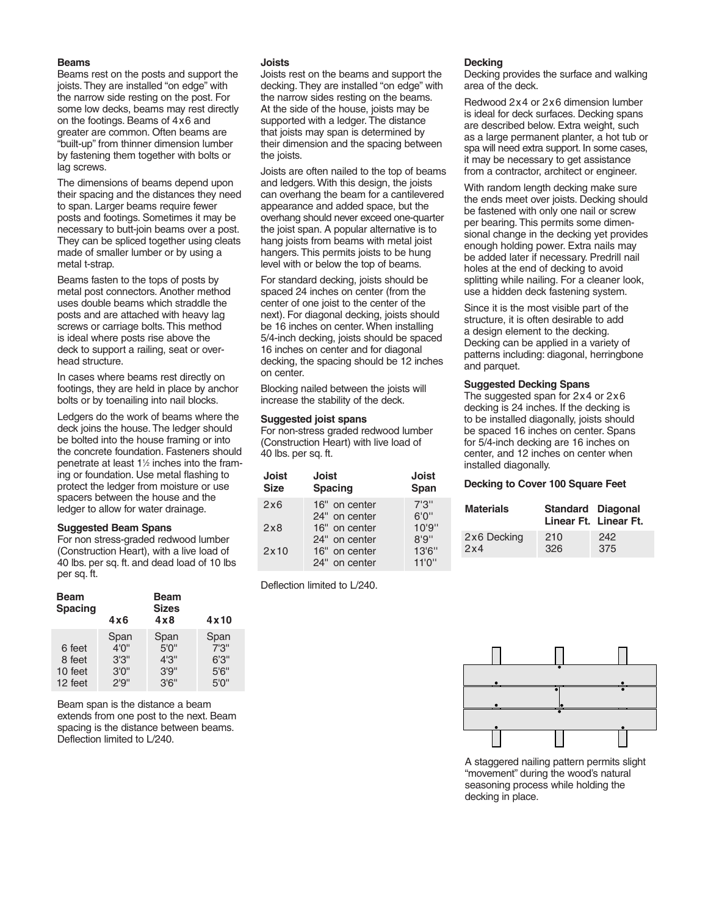### Beams

Beams rest on the posts and support the joists. They are installed "on edge" with the narrow side resting on the post. For some low decks, beams may rest directly on the footings. Beams of 4x6 and greater are common. Often beams are "built-up" from thinner dimension lumber by fastening them together with bolts or lag screws.

The dimensions of beams depend upon their spacing and the distances they need to span. Larger beams require fewer posts and footings. Sometimes it may be necessary to butt-join beams over a post. They can be spliced together using cleats made of smaller lumber or by using a metal t-strap.

Beams fasten to the tops of posts by metal post connectors. Another method uses double beams which straddle the posts and are attached with heavy lag screws or carriage bolts. This method is ideal where posts rise above the deck to support a railing, seat or overhead structure.

In cases where beams rest directly on footings, they are held in place by anchor bolts or by toenailing into nail blocks.

Ledgers do the work of beams where the deck joins the house. The ledger should be bolted into the house framing or into the concrete foundation. Fasteners should penetrate at least 1½ inches into the framing or foundation. Use metal flashing to protect the ledger from moisture or use spacers between the house and the ledger to allow for water drainage.

#### Suggested Beam Spans

For non stress-graded redwood lumber (Construction Heart), with a live load of 40 lbs. per sq. ft. and dead load of 10 lbs per sq. ft.

| Beam Spacing | Beam Sizes 4x6 | 4x8 | 4x10 |
|---|---|---|---|
| | Span | Span | Span |
| 6 feet | 4'0" | 5'0" | 7'3" |
| 8 feet | 3'3" | 4'3" | 6'3" |
| 10 feet | 3'0" | 3'9" | 5'6" |
| 12 feet | 2'9" | 3'6" | 5'0" |

Beam span is the distance a beam extends from one post to the next. Beam spacing is the distance between beams. Deflection limited to L/240.

### Joists

Joists rest on the beams and support the decking. They are installed "on edge" with the narrow sides resting on the beams. At the side of the house, joists may be supported with a ledger. The distance that joists may span is determined by their dimension and the spacing between the joists.

Joists are often nailed to the top of beams and ledgers. With this design, the joists can overhang the beam for a cantilevered appearance and added space, but the overhang should never exceed one-quarter the joist span. A popular alternative is to hang joists from beams with metal joist hangers. This permits joists to be hung level with or below the top of beams.

For standard decking, joists should be spaced 24 inches on center (from the center of one joist to the center of the next). For diagonal decking, joists should be 16 inches on center. When installing 5/4-inch decking, joists should be spaced 16 inches on center and for diagonal decking, the spacing should be 12 inches on center.

Blocking nailed between the joists will increase the stability of the deck.

#### Suggested joist spans

For non-stress graded redwood lumber (Construction Heart) with live load of 40 lbs. per sq. ft.

| Joist Size | Joist Spacing | Joist Span |
|---|---|---|
| 2x6 | 16" on center | 7'3" |
| | 24" on center | 6'0" |
| 2x8 | 16" on center | 10'9" |
| | 24" on center | 8'9" |
| 2x10 | 16" on center | 13'6" |
| | 24" on center | 11'0" |

Deflection limited to L/240.

### Decking

Decking provides the surface and walking area of the deck.

Redwood 2x4 or 2x6 dimension lumber is ideal for deck surfaces. Decking spans are described below. Extra weight, such as a large permanent planter, a hot tub or spa will need extra support. In some cases, it may be necessary to get assistance from a contractor, architect or engineer.

With random length decking make sure the ends meet over joists. Decking should be fastened with only one nail or screw per bearing. This permits some dimensional change in the decking yet provides enough holding power. Extra nails may be added later if necessary. Predrill nail holes at the end of decking to avoid splitting while nailing. For a cleaner look, use a hidden deck fastening system.

Since it is the most visible part of the structure, it is often desirable to add a design element to the decking. Decking can be applied in a variety of patterns including: diagonal, herringbone and parquet.

#### Suggested Decking Spans

The suggested span for 2x4 or 2x6 decking is 24 inches. If the decking is to be installed diagonally, joists should be spaced 16 inches on center. Spans for 5/4-inch decking are 16 inches on center, and 12 inches on center when installed diagonally.

#### Decking to Cover 100 Square Feet

| Materials | Standard Linear Ft. | Diagonal Linear Ft. |
|---|---|---|
| 2x6 Decking | 210 | 242 |
| 2x4 | 326 | 375 |

A staggered nailing pattern permits slight "movement" during the wood's natural seasoning process while holding the decking in place.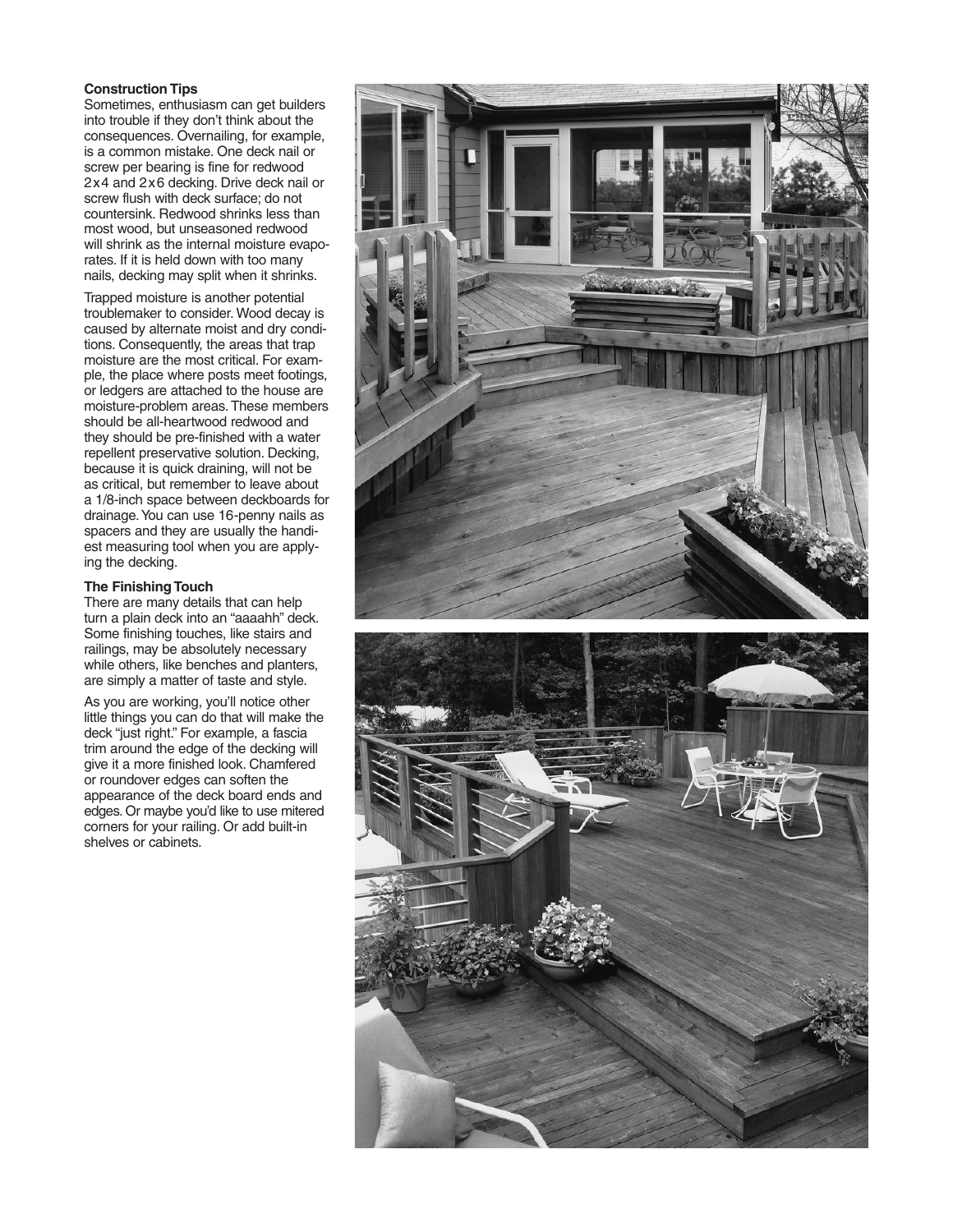### Construction Tips

Sometimes, enthusiasm can get builders into trouble if they don't think about the consequences. Overnailing, for example, is a common mistake. One deck nail or screw per bearing is fine for redwood 2x4 and 2x6 decking. Drive deck nail or screw flush with deck surface; do not countersink. Redwood shrinks less than most wood, but unseasoned redwood will shrink as the internal moisture evaporates. If it is held down with too many nails, decking may split when it shrinks.

Trapped moisture is another potential troublemaker to consider. Wood decay is caused by alternate moist and dry conditions. Consequently, the areas that trap moisture are the most critical. For example, the place where posts meet footings, or ledgers are attached to the house are moisture-problem areas. These members should be all-heartwood redwood and they should be pre-finished with a water repellent preservative solution. Decking, because it is quick draining, will not be as critical, but remember to leave about a 1/8-inch space between deckboards for drainage. You can use 16-penny nails as spacers and they are usually the handiest measuring tool when you are applying the decking.

### The Finishing Touch

There are many details that can help turn a plain deck into an "aaaahh" deck. Some finishing touches, like stairs and railings, may be absolutely necessary while others, like benches and planters, are simply a matter of taste and style.

As you are working, you'll notice other little things you can do that will make the deck "just right." For example, a fascia trim around the edge of the decking will give it a more finished look. Chamfered or roundover edges can soften the appearance of the deck board ends and edges. Or maybe you'd like to use mitered corners for your railing. Or add built-in shelves or cabinets.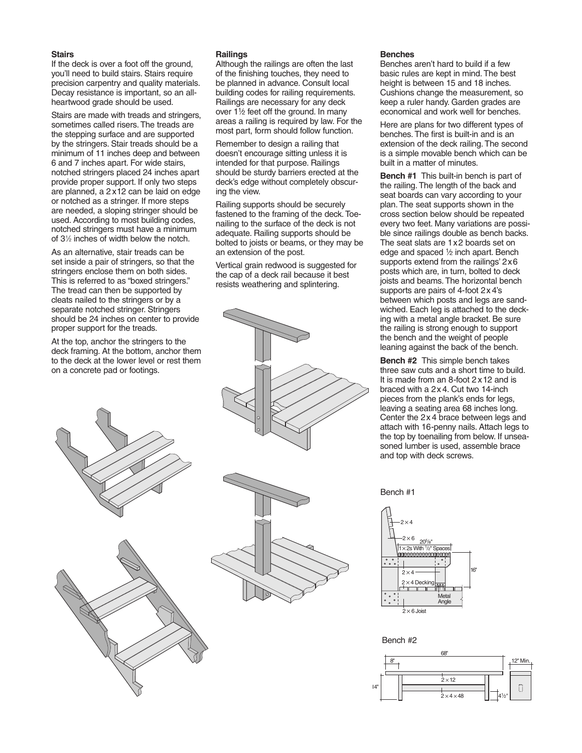## Stairs

If the deck is over a foot off the ground, you'll need to build stairs. Stairs require precision carpentry and quality materials. Decay resistance is important, so an all-heartwood grade should be used.

Stairs are made with treads and stringers, sometimes called risers. The treads are the stepping surface and are supported by the stringers. Stair treads should be a minimum of 11 inches deep and between 6 and 7 inches apart. For wide stairs, notched stringers placed 24 inches apart provide proper support. If only two steps are planned, a 2 x 12 can be laid on edge or notched as a stringer. If more steps are needed, a sloping stringer should be used. According to most building codes, notched stringers must have a minimum of 3½ inches of width below the notch.

As an alternative, stair treads can be set inside a pair of stringers, so that the stringers enclose them on both sides. This is referred to as "boxed stringers." The tread can then be supported by cleats nailed to the stringers or by a separate notched stringer. Stringers should be 24 inches on center to provide proper support for the treads.

At the top, anchor the stringers to the deck framing. At the bottom, anchor them to the deck at the lower level or rest them on a concrete pad or footings.

## Railings

Although the railings are often the last of the finishing touches, they need to be planned in advance. Consult local building codes for railing requirements. Railings are necessary for any deck over 1½ feet off the ground. In many areas a railing is required by law. For the most part, form should follow function.

Remember to design a railing that doesn't encourage sitting unless it is intended for that purpose. Railings should be sturdy barriers erected at the deck's edge without completely obscuring the view.

Railing supports should be securely fastened to the framing of the deck. Toenailing to the surface of the deck is not adequate. Railing supports should be bolted to joists or beams, or they may be an extension of the post.

Vertical grain redwood is suggested for the cap of a deck rail because it best resists weathering and splintering.

## Benches

Benches aren't hard to build if a few basic rules are kept in mind. The best height is between 15 and 18 inches. Cushions change the measurement, so keep a ruler handy. Garden grades are economical and work well for benches.

Here are plans for two different types of benches. The first is built-in and is an extension of the deck railing. The second is a simple movable bench which can be built in a matter of minutes.

**Bench #1** This built-in bench is part of the railing. The length of the back and seat boards can vary according to your plan. The seat supports shown in the cross section below should be repeated every two feet. Many variations are possible since railings double as bench backs. The seat slats are 1 x 2 boards set on edge and spaced ½ inch apart. Bench supports extend from the railings' 2 x 6 posts which are, in turn, bolted to deck joists and beams. The horizontal bench supports are pairs of 4-foot 2 x 4's between which posts and legs are sandwiched. Each leg is attached to the decking with a metal angle bracket. Be sure the railing is strong enough to support the bench and the weight of people leaning against the back of the bench.

**Bench #2** This simple bench takes three saw cuts and a short time to build. It is made from an 8-foot 2 x 12 and is braced with a 2 x 4. Cut two 14-inch pieces from the plank's ends for legs, leaving a seating area 68 inches long. Center the 2 x 4 brace between legs and attach with 16-penny nails. Attach legs to the top by toenailing from below. If unseasoned lumber is used, assemble brace and top with deck screws.

Bench #1

2 x 4
2 x 6
20⅝"
1 x 2s With ½" Spaces
16"
2 x 4
2 x 4 Decking
Metal Angle
2 x 6 Joist

Bench #2

68"
8"
12" Min.
2 x 12
14"
2 x 4 x 48
4½"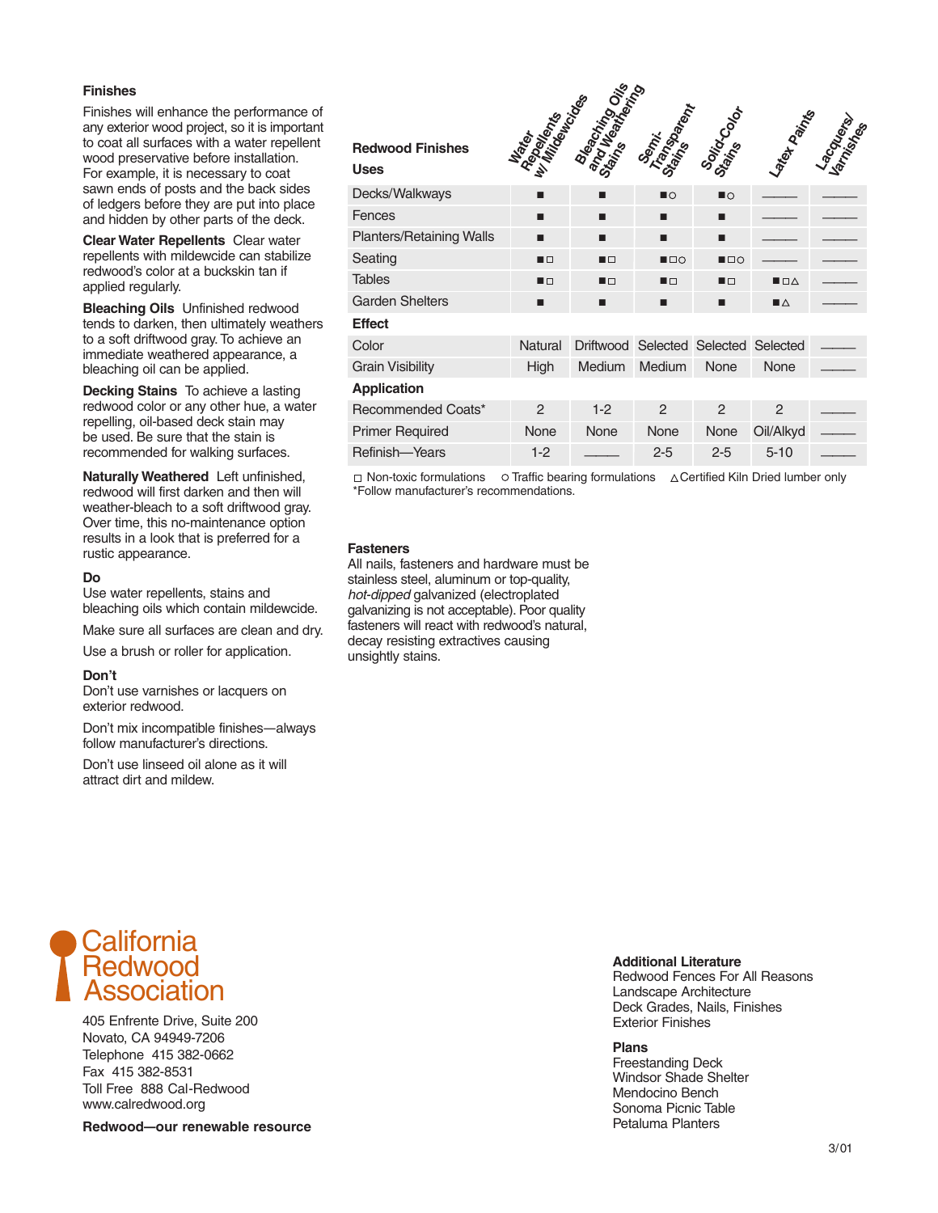### Finishes

Finishes will enhance the performance of any exterior wood project, so it is important to coat all surfaces with a water repellent wood preservative before installation. For example, it is necessary to coat sawn ends of posts and the back sides of ledgers before they are put into place and hidden by other parts of the deck.

**Clear Water Repellents** Clear water repellents with mildewcide can stabilize redwood's color at a buckskin tan if applied regularly.

**Bleaching Oils** Unfinished redwood tends to darken, then ultimately weathers to a soft driftwood gray. To achieve an immediate weathered appearance, a bleaching oil can be applied.

**Decking Stains** To achieve a lasting redwood color or any other hue, a water repelling, oil-based deck stain may be used. Be sure that the stain is recommended for walking surfaces.

**Naturally Weathered** Left unfinished, redwood will first darken and then will weather-bleach to a soft driftwood gray. Over time, this no-maintenance option results in a look that is preferred for a rustic appearance.

### Do

Use water repellents, stains and bleaching oils which contain mildewcide.

Make sure all surfaces are clean and dry.

Use a brush or roller for application.

### Don't

Don't use varnishes or lacquers on exterior redwood.

Don't mix incompatible finishes—always follow manufacturer's directions.

Don't use linseed oil alone as it will attract dirt and mildew.

| Redwood Finishes | Water Repellents w/ Mildewcides | Bleaching Oils and Weathering Stains | Semi-Transparent Stains | Solid-Color Stains | Latex Paints | Lacquers/ Varnishes |
|---|---|---|---|---|---|---|
| **Uses** | | | | | | |
| Decks/Walkways | ■ | ■ | ■○ | ■○ | ——— | ——— |
| Fences | ■ | ■ | ■ | ■ | ——— | ——— |
| Planters/Retaining Walls | ■ | ■ | ■ | ■ | ——— | ——— |
| Seating | ■□ | ■□ | ■□○ | ■□○ | ——— | ——— |
| Tables | ■□ | ■□ | ■□ | ■□ | ■□△ | ——— |
| Garden Shelters | ■ | ■ | ■ | ■ | ■△ | ——— |
| **Effect** | | | | | | |
| Color | Natural | Driftwood | Selected | Selected | Selected | ——— |
| Grain Visibility | High | Medium | Medium | None | None | ——— |
| **Application** | | | | | | |
| Recommended Coats* | 2 | 1-2 | 2 | 2 | 2 | ——— |
| Primer Required | None | None | None | None | Oil/Alkyd | ——— |
| Refinish—Years | 1-2 | ——— | 2-5 | 2-5 | 5-10 | ——— |

□ Non-toxic formulations ○ Traffic bearing formulations △ Certified Kiln Dried lumber only
*Follow manufacturer's recommendations.

### Fasteners

All nails, fasteners and hardware must be stainless steel, aluminum or top-quality, *hot-dipped* galvanized (electroplated galvanizing is not acceptable). Poor quality fasteners will react with redwood's natural, decay resisting extractives causing unsightly stains.

**California Redwood Association**

405 Enfrente Drive, Suite 200
Novato, CA 94949-7206
Telephone 415 382-0662
Fax 415 382-8531
Toll Free 888 Cal-Redwood
www.calredwood.org

**Redwood—our renewable resource**

### Additional Literature

Redwood Fences For All Reasons
Landscape Architecture
Deck Grades, Nails, Finishes
Exterior Finishes

### Plans

Freestanding Deck
Windsor Shade Shelter
Mendocino Bench
Sonoma Picnic Table
Petaluma Planters

3/01